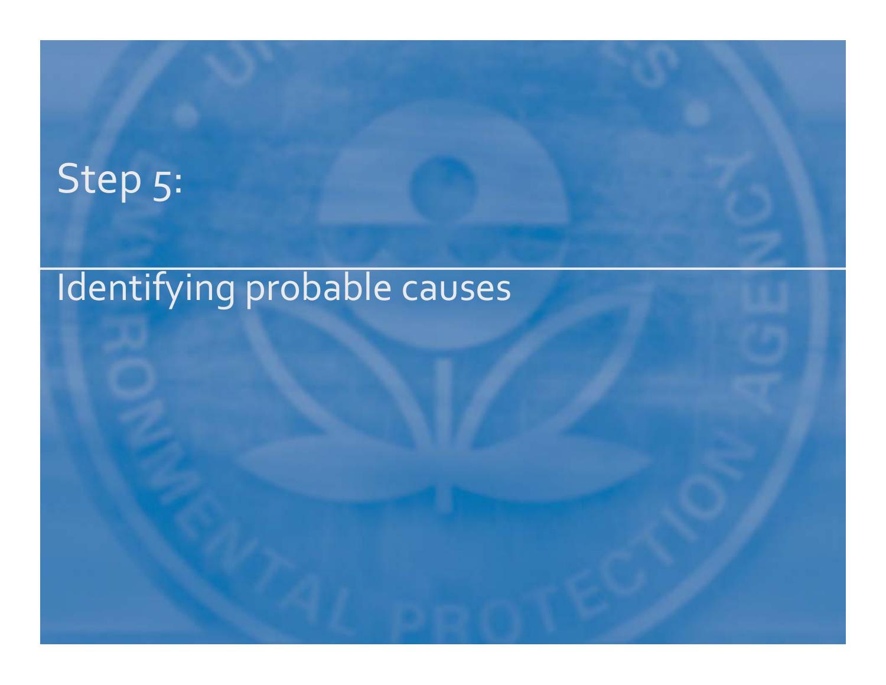# Step 5:

## Identifying probable causes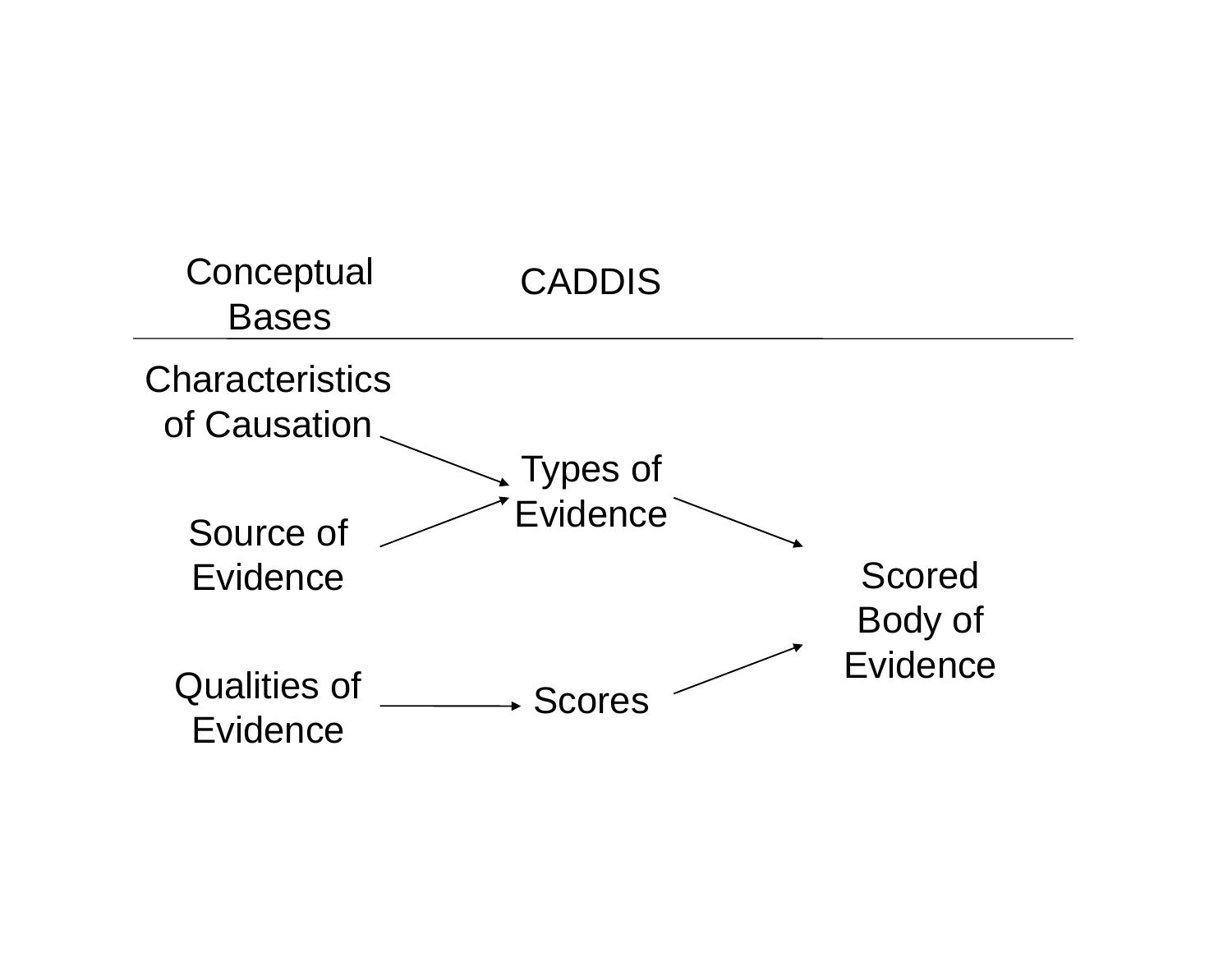| Conceptual Bases | CADDIS | |
| --- | --- | --- |
| Characteristics of Causation | Types of Evidence | Scored Body of Evidence |
| Source of Evidence | | |
| Qualities of Evidence | Scores | |

- Characteristics of Causation → Types of Evidence
- Source of Evidence → Types of Evidence
- Qualities of Evidence → Scores
- Types of Evidence → Scored Body of Evidence
- Scores → Scored Body of Evidence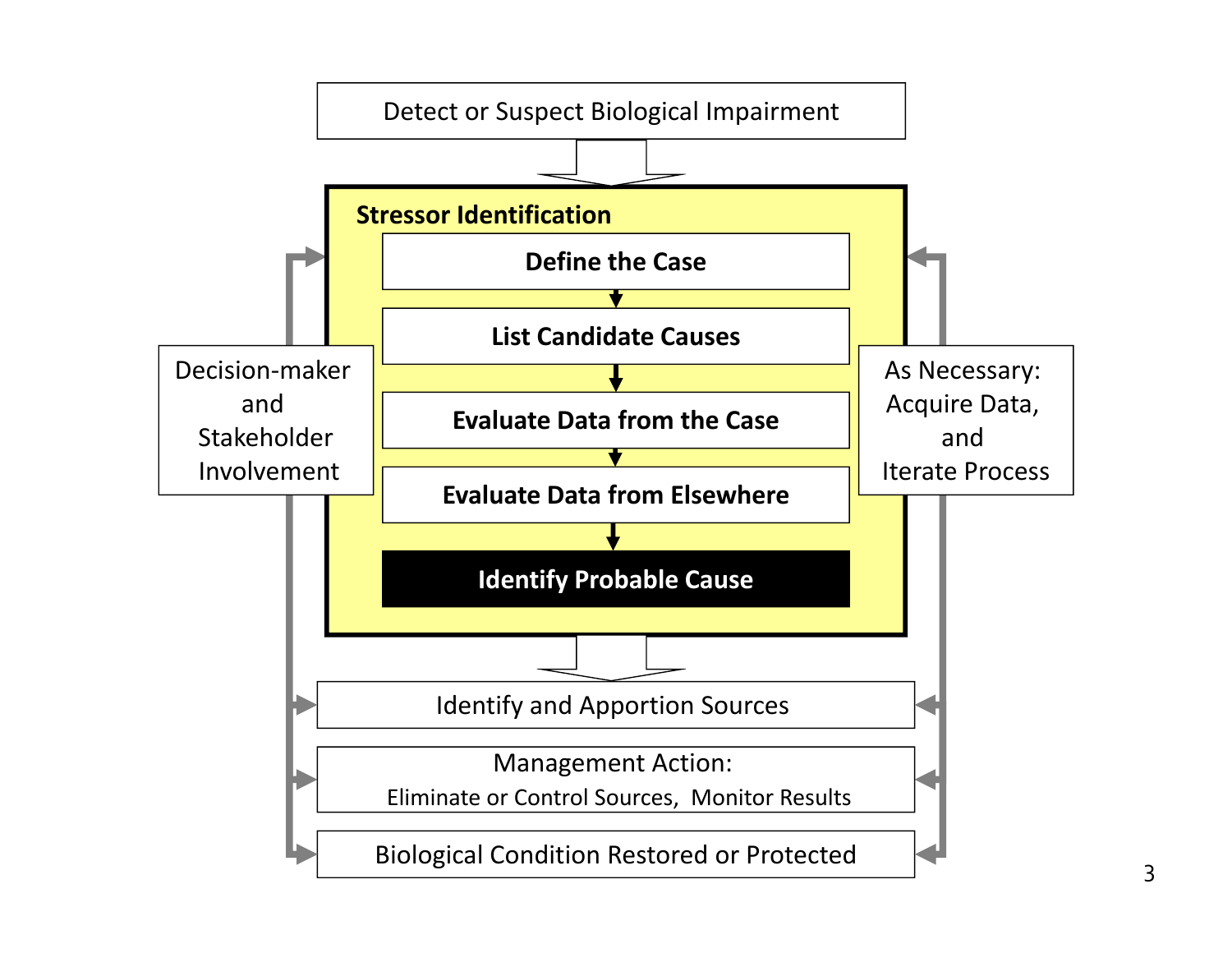Detect or Suspect Biological Impairment

**Stressor Identification**

**Define the Case**

**List Candidate Causes**

**Evaluate Data from the Case**

**Evaluate Data from Elsewhere**

**Identify Probable Cause**

Decision-maker and Stakeholder Involvement

As Necessary: Acquire Data, and Iterate Process

Identify and Apportion Sources

Management Action:
Eliminate or Control Sources, Monitor Results

Biological Condition Restored or Protected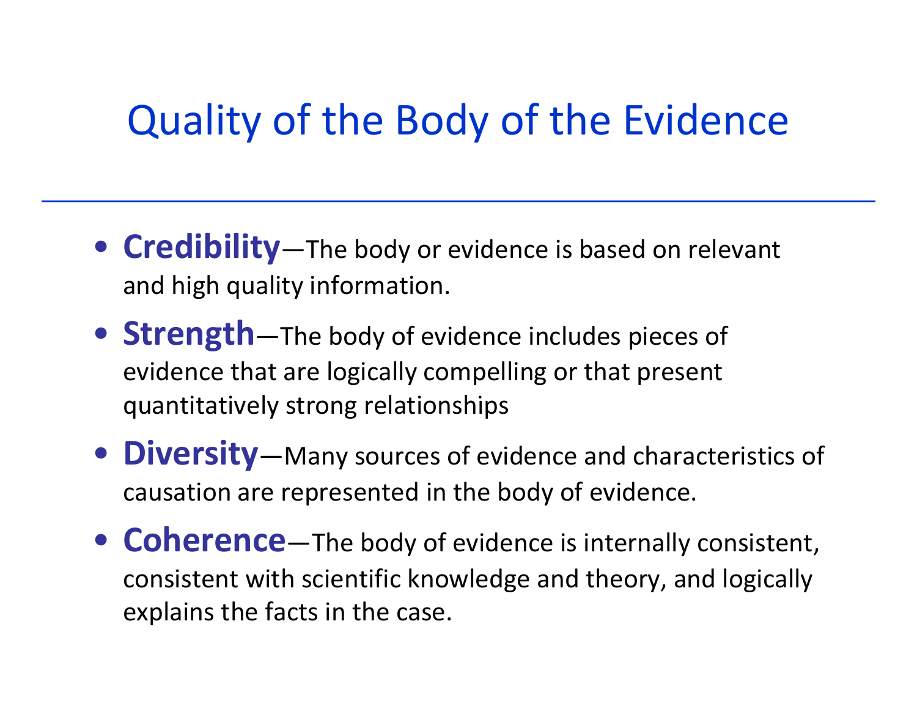# Quality of the Body of the Evidence

- **Credibility**—The body or evidence is based on relevant and high quality information.
- **Strength**—The body of evidence includes pieces of evidence that are logically compelling or that present quantitatively strong relationships
- **Diversity**—Many sources of evidence and characteristics of causation are represented in the body of evidence.
- **Coherence**—The body of evidence is internally consistent, consistent with scientific knowledge and theory, and logically explains the facts in the case.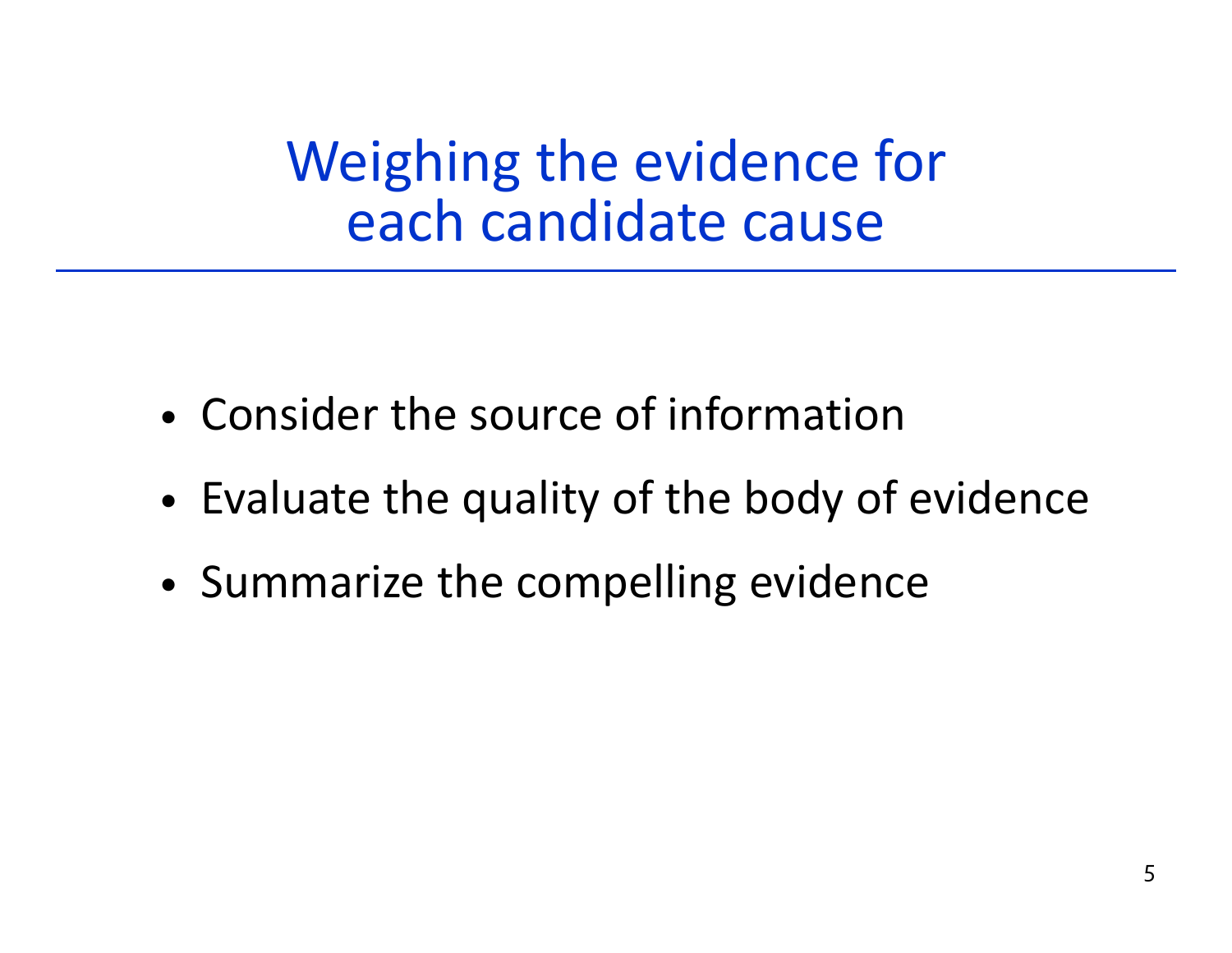# Weighing the evidence for each candidate cause

- Consider the source of information
- Evaluate the quality of the body of evidence
- Summarize the compelling evidence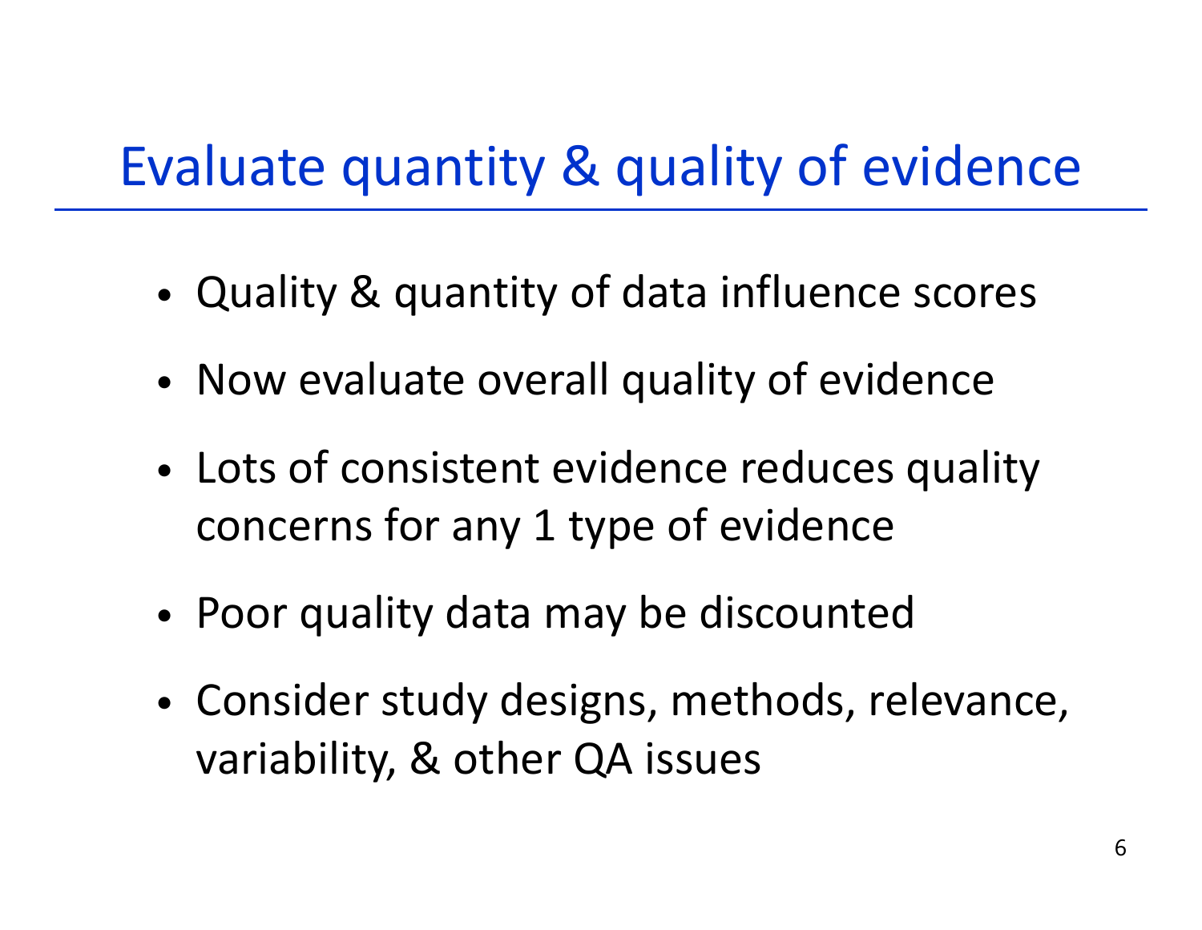# Evaluate quantity & quality of evidence

- Quality & quantity of data influence scores
- Now evaluate overall quality of evidence
- Lots of consistent evidence reduces quality concerns for any 1 type of evidence
- Poor quality data may be discounted
- Consider study designs, methods, relevance, variability, & other QA issues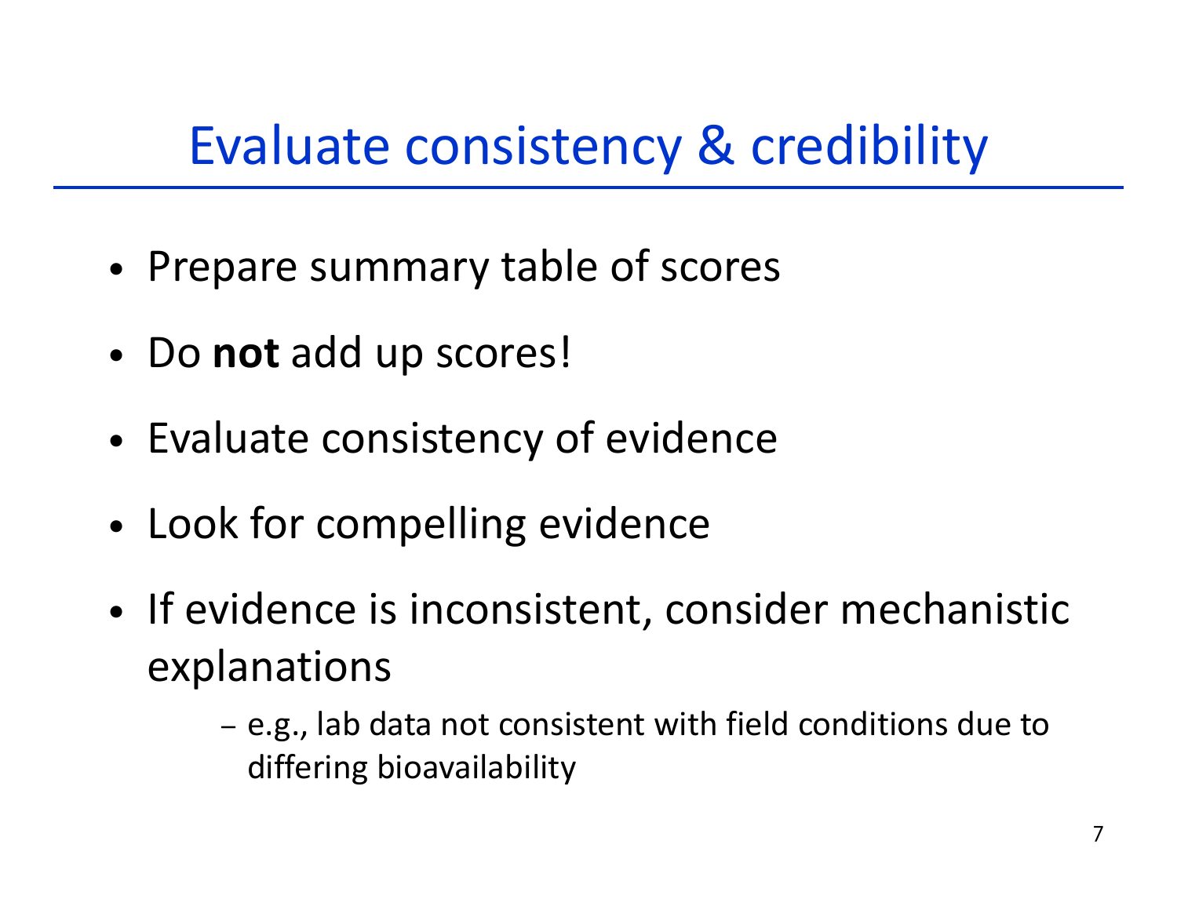# Evaluate consistency & credibility

- Prepare summary table of scores
- Do **not** add up scores!
- Evaluate consistency of evidence
- Look for compelling evidence
- If evidence is inconsistent, consider mechanistic explanations
  - e.g., lab data not consistent with field conditions due to differing bioavailability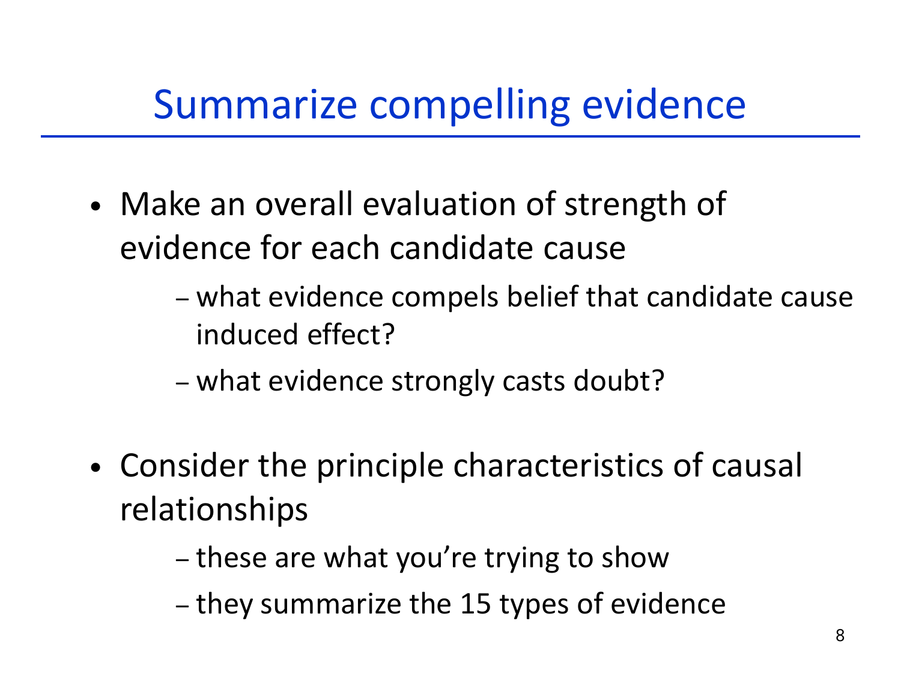# Summarize compelling evidence

- Make an overall evaluation of strength of evidence for each candidate cause
  - what evidence compels belief that candidate cause induced effect?
  - what evidence strongly casts doubt?

- Consider the principle characteristics of causal relationships
  - these are what you're trying to show
  - they summarize the 15 types of evidence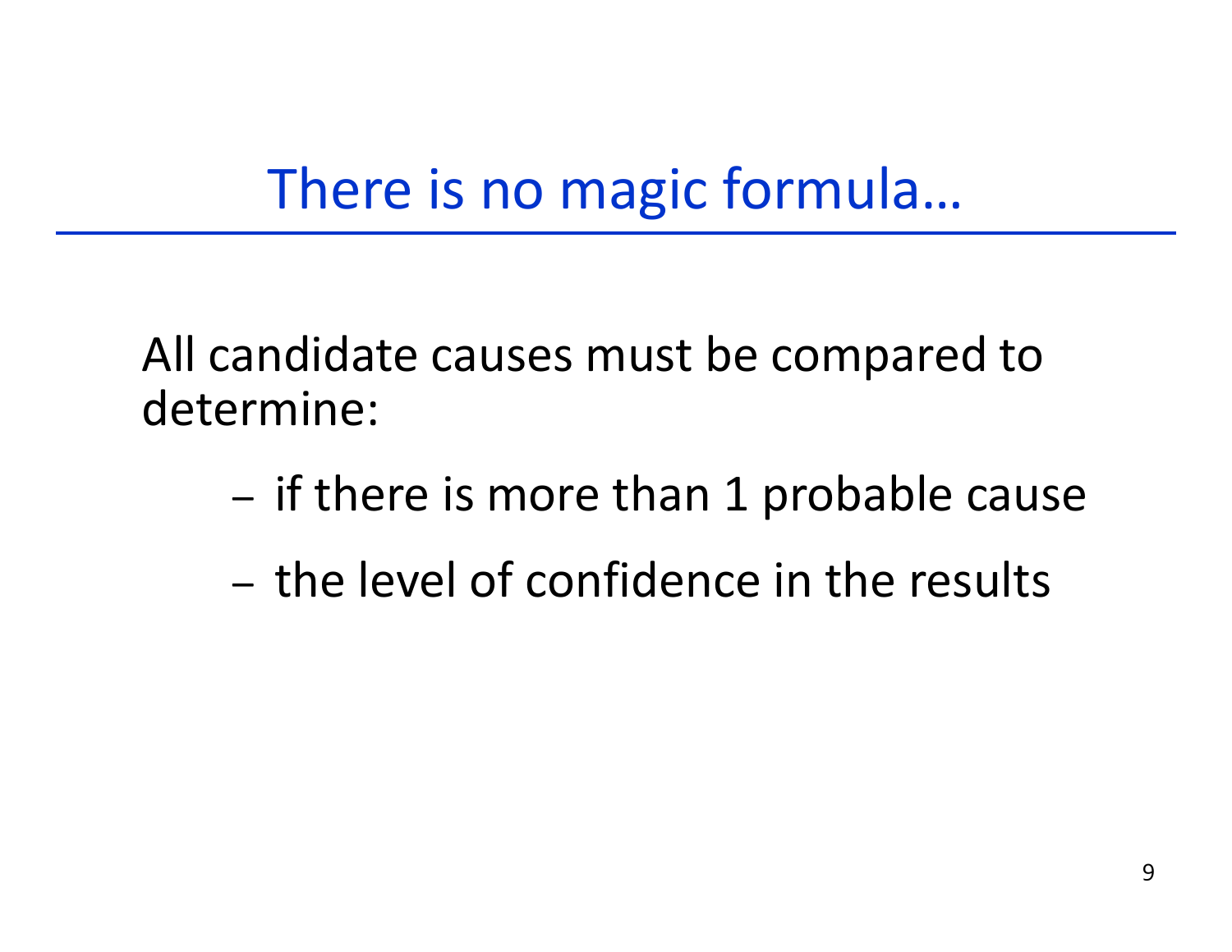# There is no magic formula…

All candidate causes must be compared to determine:

- if there is more than 1 probable cause
- the level of confidence in the results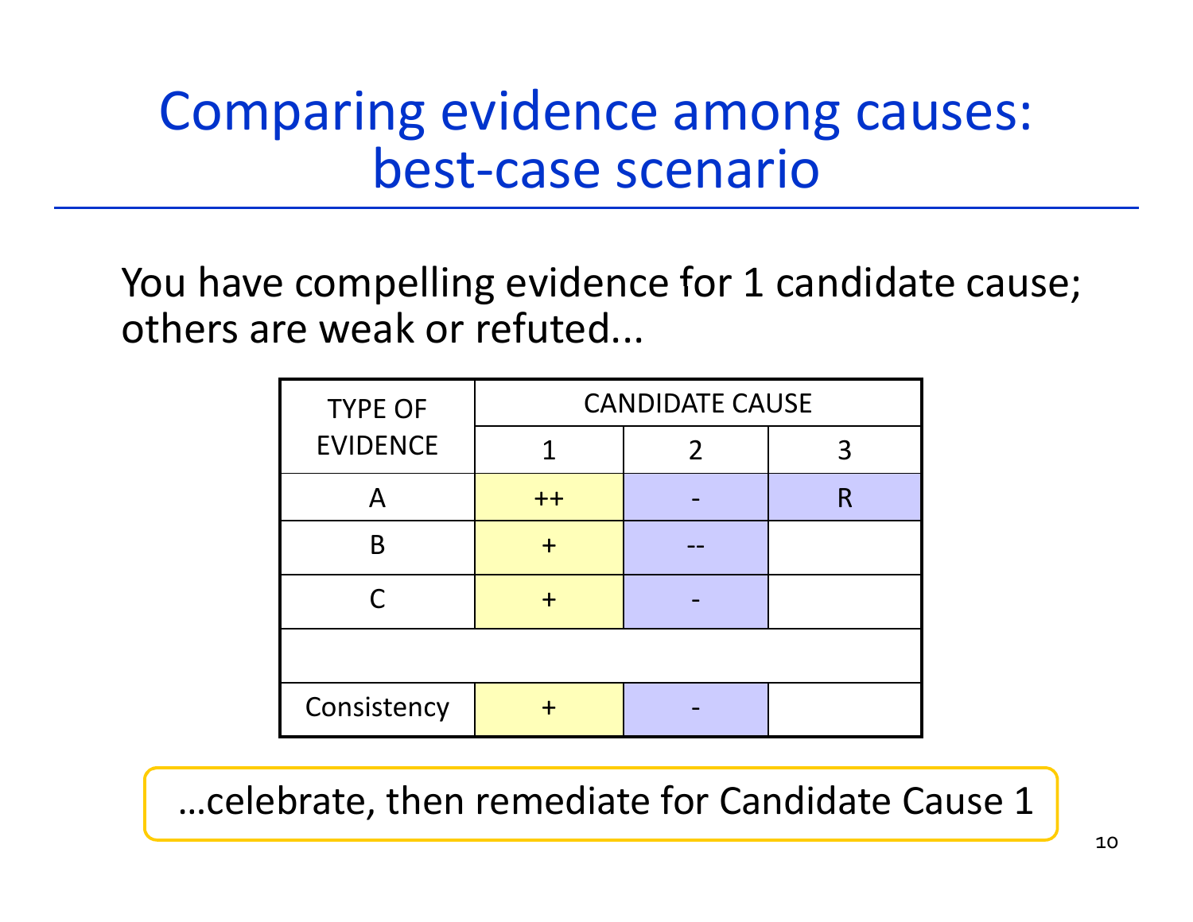# Comparing evidence among causes: best-case scenario

You have compelling evidence for 1 candidate cause; others are weak or refuted...

| TYPE OF EVIDENCE | CANDIDATE CAUSE | | |
|---|---|---|---|
| | 1 | 2 | 3 |
| A | ++ | - | R |
| B | + | -- | |
| C | + | - | |
| | | | |
| Consistency | + | - | |

...celebrate, then remediate for Candidate Cause 1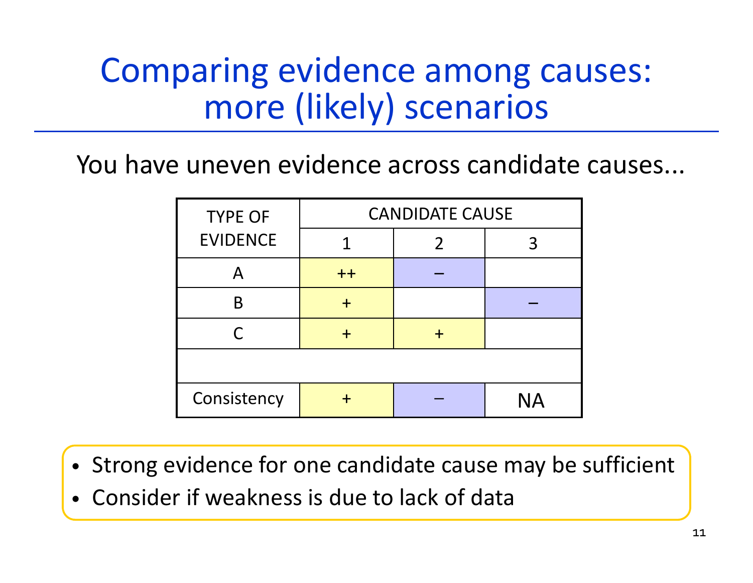# Comparing evidence among causes: more (likely) scenarios

You have uneven evidence across candidate causes...

| TYPE OF EVIDENCE | CANDIDATE CAUSE | | |
|---|---|---|---|
| | 1 | 2 | 3 |
| A | ++ | – | |
| B | + | | – |
| C | + | + | |
| | | | |
| Consistency | + | – | NA |

- Strong evidence for one candidate cause may be sufficient
- Consider if weakness is due to lack of data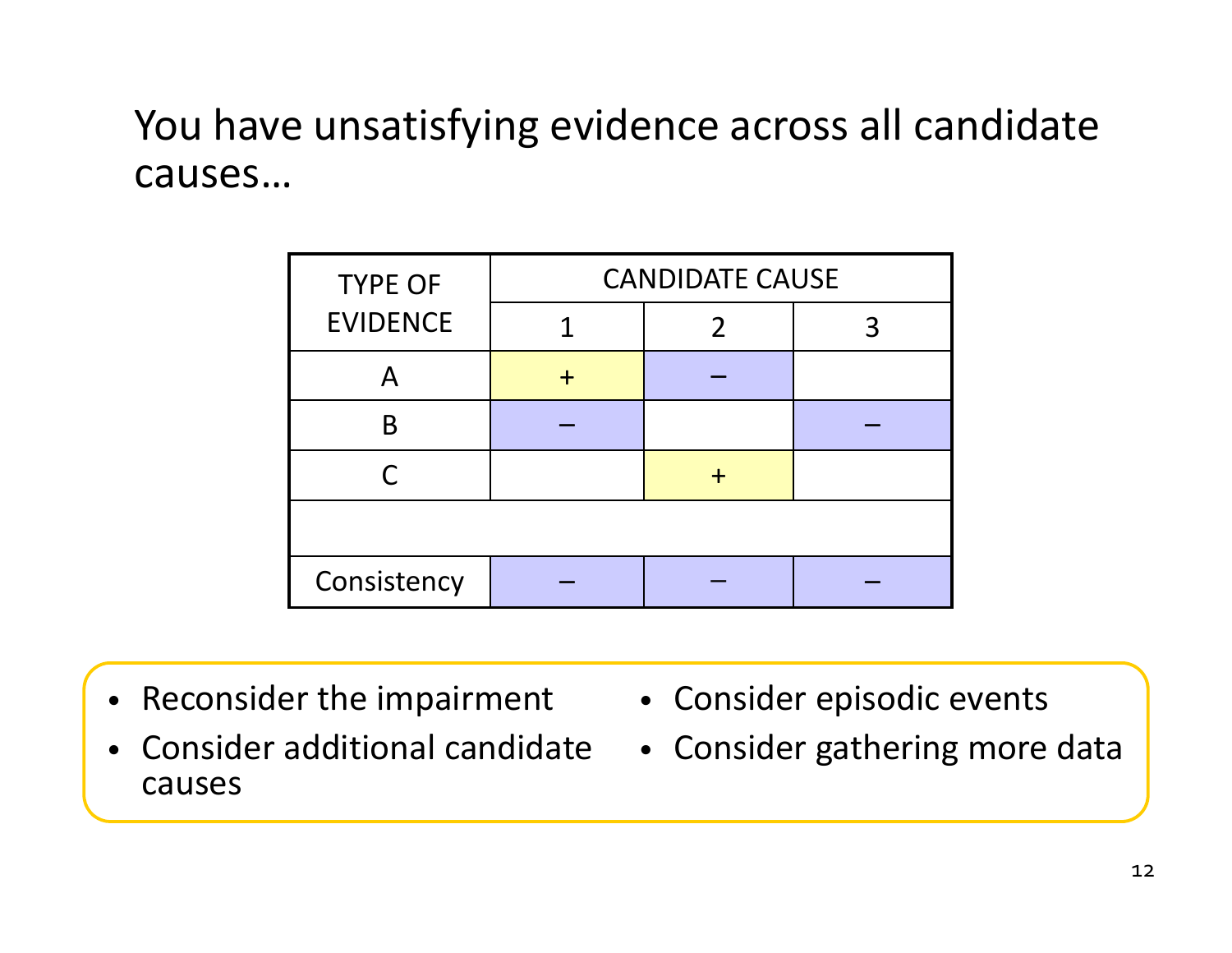# You have unsatisfying evidence across all candidate causes…

| TYPE OF EVIDENCE | CANDIDATE CAUSE | | |
|---|---|---|---|
| | 1 | 2 | 3 |
| A | + | – | |
| B | – | | – |
| C | | + | |
| | | | |
| Consistency | – | – | – |

- Reconsider the impairment
- Consider additional candidate causes
- Consider episodic events
- Consider gathering more data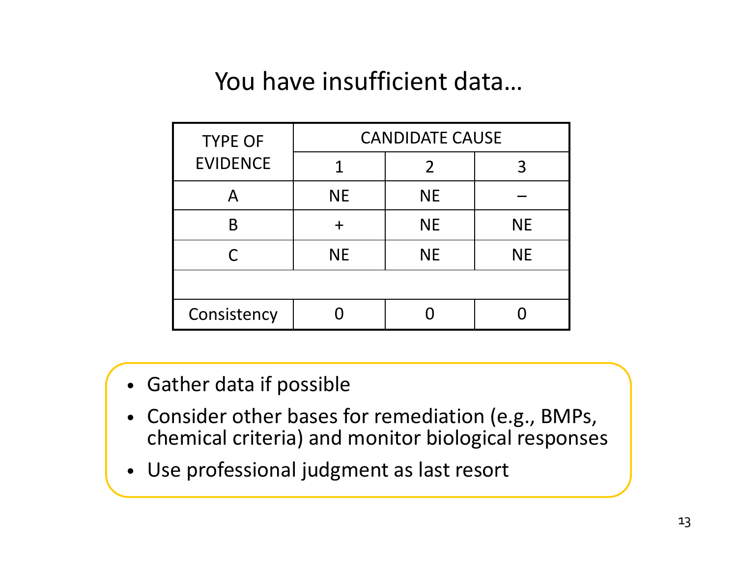# You have insufficient data…

| TYPE OF EVIDENCE | CANDIDATE CAUSE | | |
|---|---|---|---|
| | 1 | 2 | 3 |
| A | NE | NE | – |
| B | + | NE | NE |
| C | NE | NE | NE |
| | | | |
| Consistency | 0 | 0 | 0 |

- Gather data if possible
- Consider other bases for remediation (e.g., BMPs, chemical criteria) and monitor biological responses
- Use professional judgment as last resort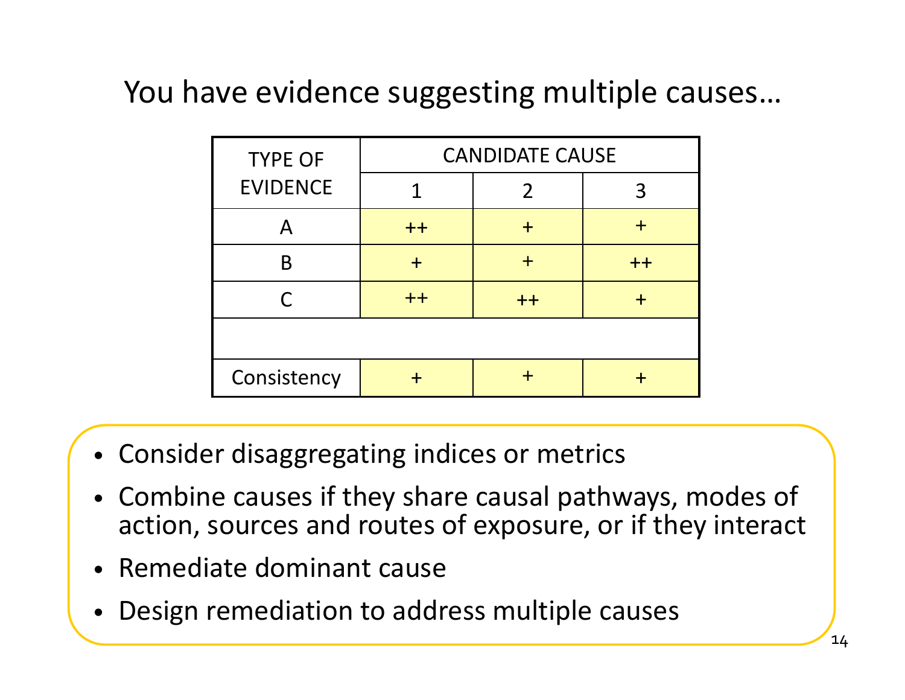# You have evidence suggesting multiple causes…

| TYPE OF EVIDENCE | CANDIDATE CAUSE | | |
|---|---|---|---|
| | 1 | 2 | 3 |
| A | ++ | + | + |
| B | + | + | ++ |
| C | ++ | ++ | + |
| | | | |
| Consistency | + | + | + |

- Consider disaggregating indices or metrics
- Combine causes if they share causal pathways, modes of action, sources and routes of exposure, or if they interact
- Remediate dominant cause
- Design remediation to address multiple causes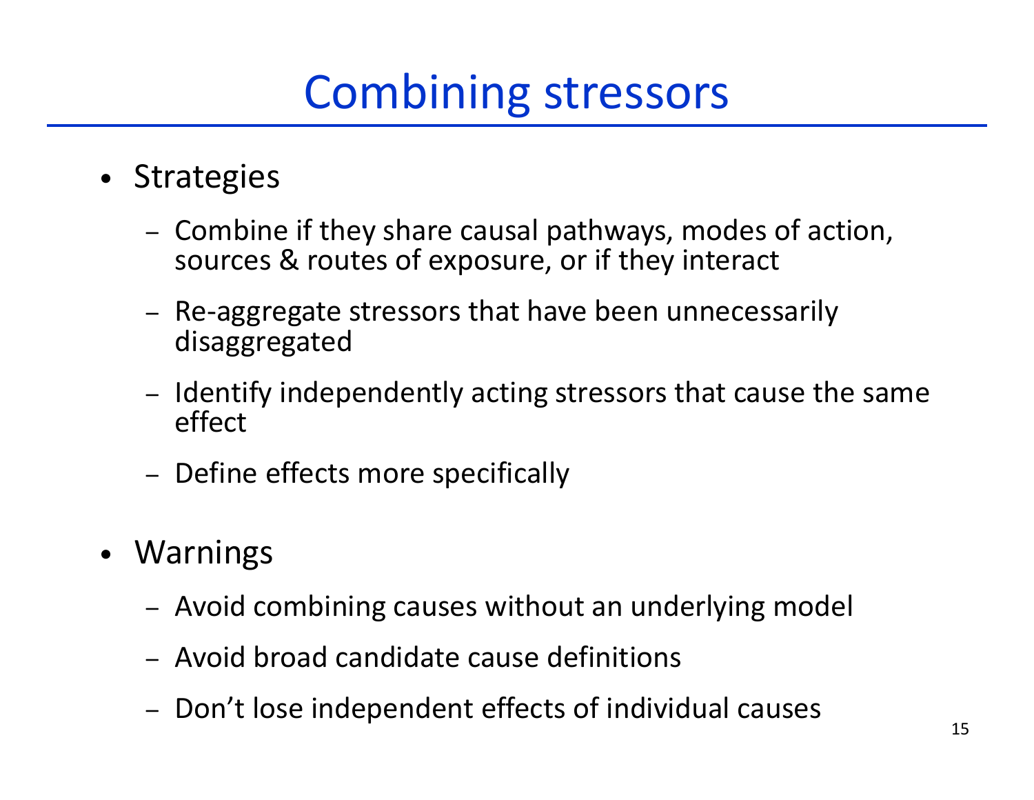# Combining stressors

- Strategies
  - Combine if they share causal pathways, modes of action, sources & routes of exposure, or if they interact
  - Re-aggregate stressors that have been unnecessarily disaggregated
  - Identify independently acting stressors that cause the same effect
  - Define effects more specifically
- Warnings
  - Avoid combining causes without an underlying model
  - Avoid broad candidate cause definitions
  - Don't lose independent effects of individual causes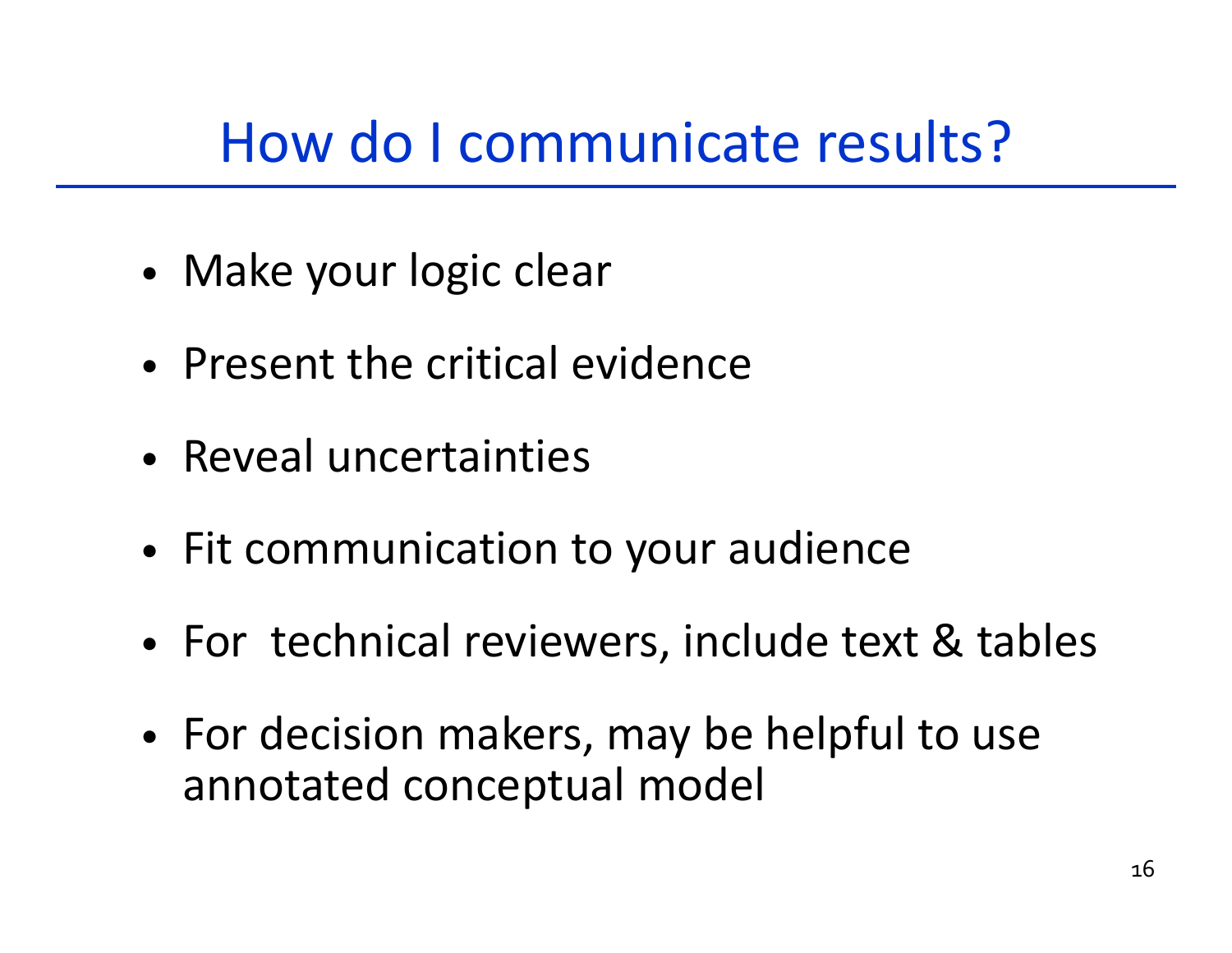# How do I communicate results?

- Make your logic clear
- Present the critical evidence
- Reveal uncertainties
- Fit communication to your audience
- For technical reviewers, include text & tables
- For decision makers, may be helpful to use annotated conceptual model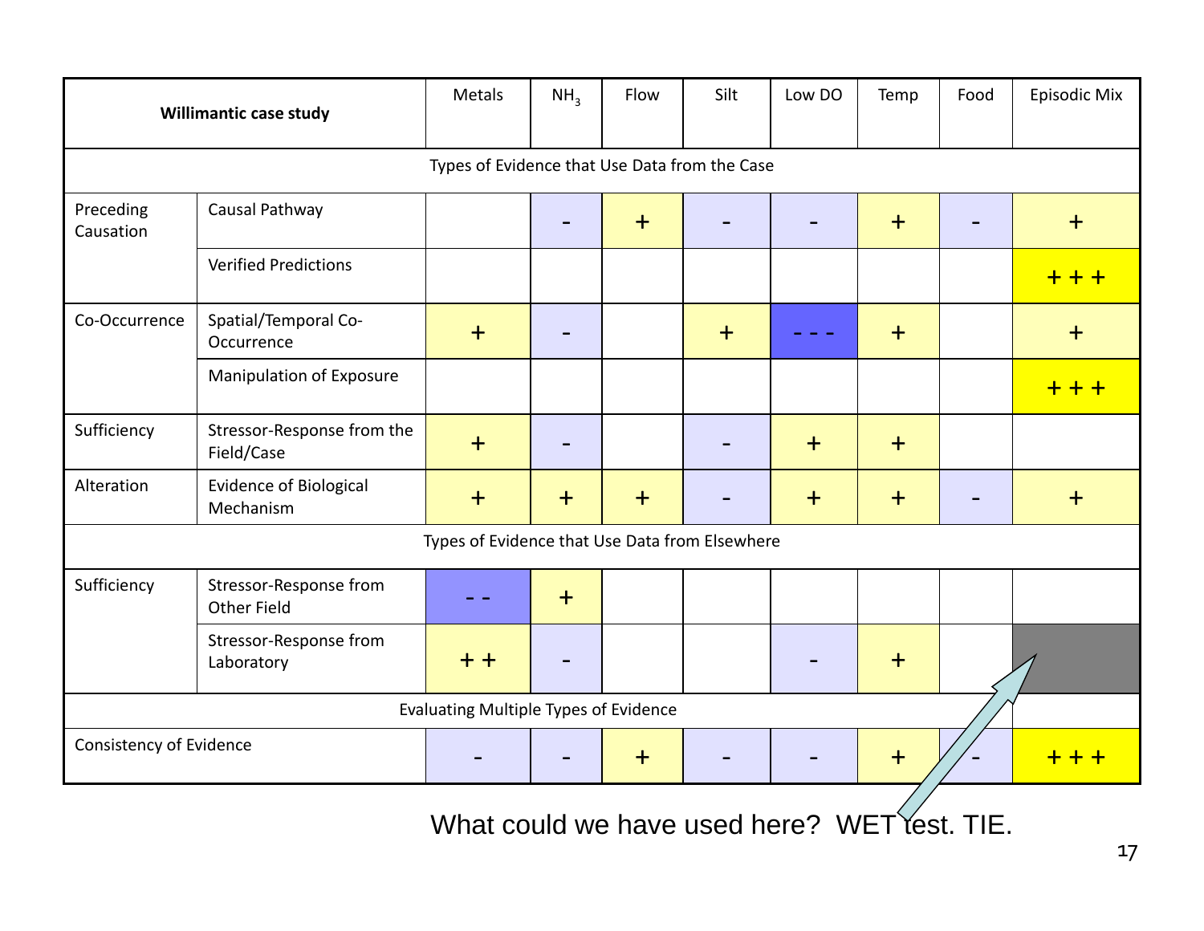| Willimantic case study | | Metals | $NH_3$ | Flow | Silt | Low DO | Temp | Food | Episodic Mix |
|---|---|---|---|---|---|---|---|---|---|
| Types of Evidence that Use Data from the Case | | | | | | | | | |
| Preceding Causation | Causal Pathway | | - | + | - | - | + | - | + |
| | Verified Predictions | | | | | | | | + + + |
| Co-Occurrence | Spatial/Temporal Co-Occurrence | + | - | | + | - - - | + | | + |
| | Manipulation of Exposure | | | | | | | | + + + |
| Sufficiency | Stressor-Response from the Field/Case | + | - | | - | + | + | | |
| Alteration | Evidence of Biological Mechanism | + | + | + | - | + | + | - | + |
| Types of Evidence that Use Data from Elsewhere | | | | | | | | | |
| Sufficiency | Stressor-Response from Other Field | - - | + | | | | | | |
| | Stressor-Response from Laboratory | + + | - | | | - | + | | |
| Evaluating Multiple Types of Evidence | | | | | | | | | |
| Consistency of Evidence | | - | - | + | - | - | + | - | + + + |

What could we have used here? WET test. TIE.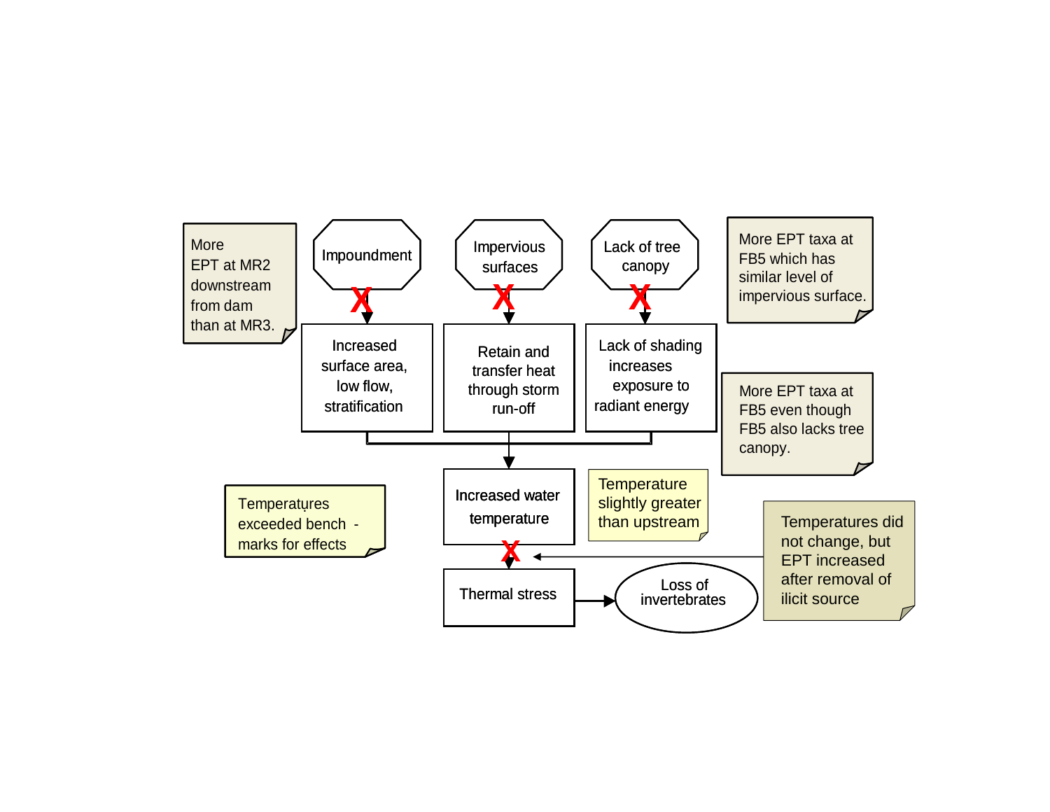More EPT at MR2 downstream from dam than at MR3.

Impoundment

Impervious surfaces

Lack of tree canopy

More EPT taxa at FB5 which has similar level of impervious surface.

Increased surface area, low flow, stratification

Retain and transfer heat through storm run-off

Lack of shading increases exposure to radiant energy

More EPT taxa at FB5 even though FB5 also lacks tree canopy.

Temperatures exceeded bench - marks for effects

Increased water temperature

Temperature slightly greater than upstream

Temperatures did not change, but EPT increased after removal of ilicit source

Thermal stress

Loss of invertebrates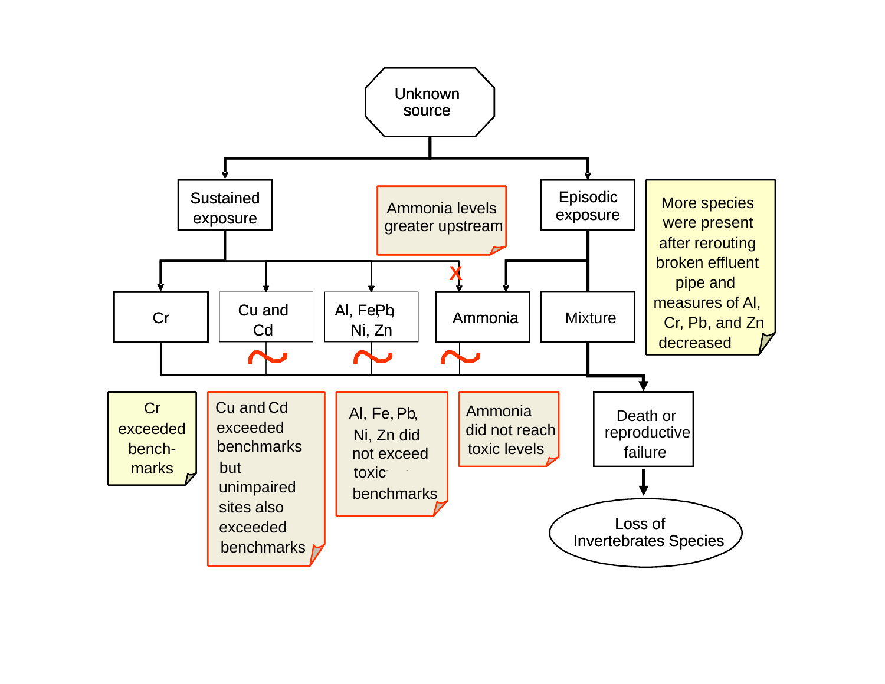Unknown source

Sustained exposure

Episodic exposure

Ammonia levels greater upstream

More species were present after rerouting broken effluent pipe and measures of Al, Cr, Pb, and Zn decreased

Cr

Cu and Cd

Al, Fe, Pb, Ni, Zn

Ammonia

Mixture

Cr exceeded bench-marks

Cu and Cd exceeded benchmarks but unimpaired sites also exceeded benchmarks

Al, Fe, Pb, Ni, Zn did not exceed toxic benchmarks

Ammonia did not reach toxic levels

Death or reproductive failure

Loss of Invertebrates Species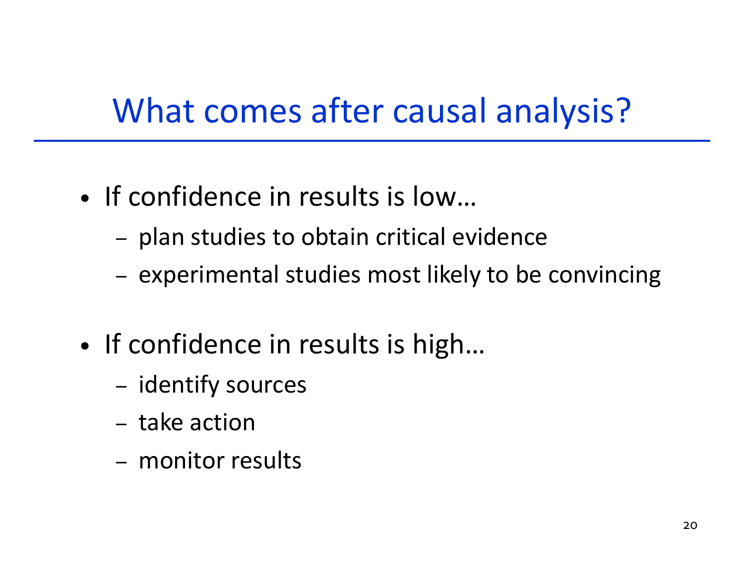# What comes after causal analysis?

- If confidence in results is low…
  - plan studies to obtain critical evidence
  - experimental studies most likely to be convincing

- If confidence in results is high…
  - identify sources
  - take action
  - monitor results